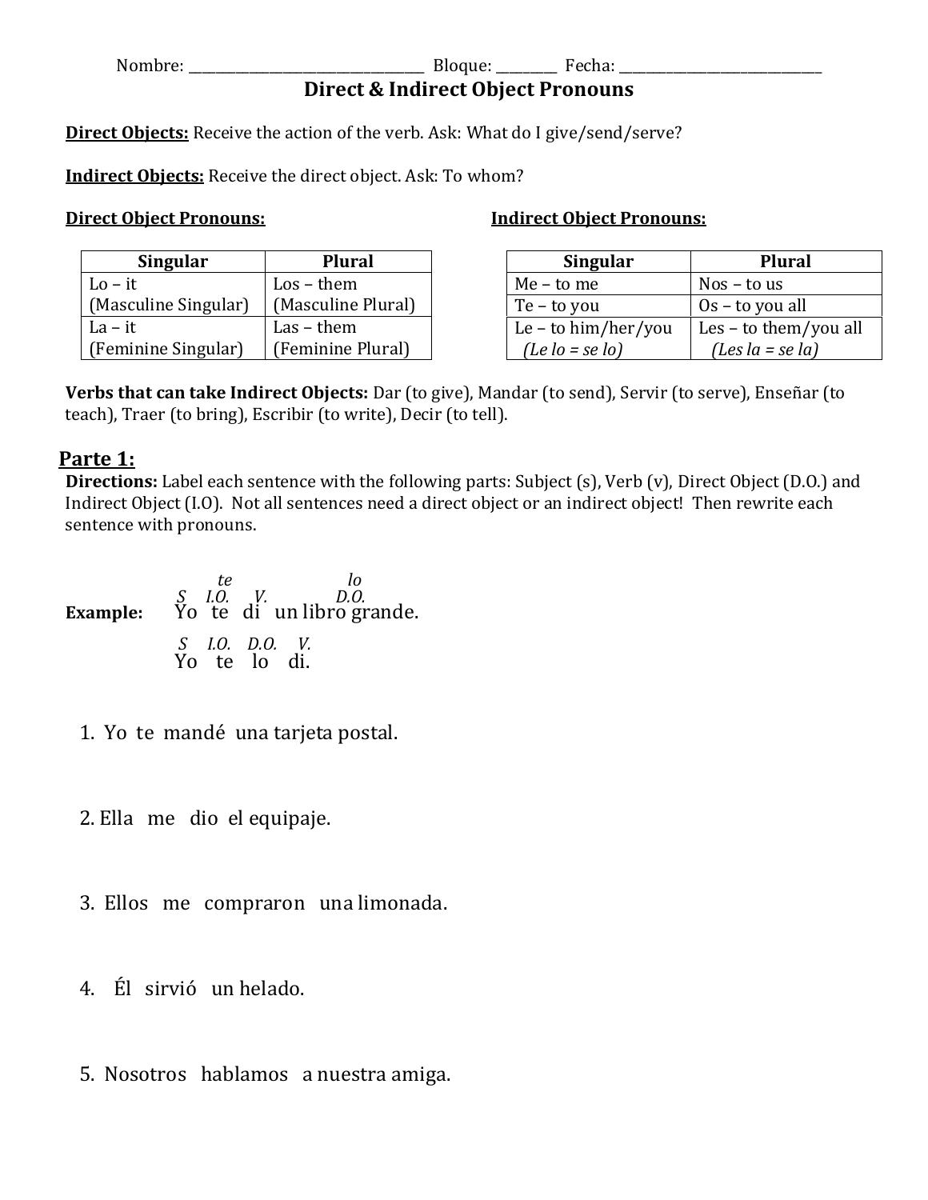Nombre: _______________________________ Bloque: ________ Fecha: ____________________________

# Direct & Indirect Object Pronouns

**Direct Objects:** Receive the action of the verb. Ask: What do I give/send/serve?

**Indirect Objects:** Receive the direct object. Ask: To whom?

**Direct Object Pronouns:**

| Singular | Plural |
|---|---|
| Lo – it (Masculine Singular) | Los – them (Masculine Plural) |
| La – it (Feminine Singular) | Las – them (Feminine Plural) |

**Indirect Object Pronouns:**

| Singular | Plural |
|---|---|
| Me – to me | Nos – to us |
| Te – to you | Os – to you all |
| Le – to him/her/you *(Le lo = se lo)* | Les – to them/you all *(Les la = se la)* |

**Verbs that can take Indirect Objects:** Dar (to give), Mandar (to send), Servir (to serve), Enseñar (to teach), Traer (to bring), Escribir (to write), Decir (to tell).

## Parte 1:

**Directions:** Label each sentence with the following parts: Subject (s), Verb (v), Direct Object (D.O.) and Indirect Object (I.O). Not all sentences need a direct object or an indirect object! Then rewrite each sentence with pronouns.

**Example:**

```
    te             lo
S   I.O.  V.       D.O.
Yo  te    di   un libro grande.

S   I.O.  D.O.  V.
Yo  te    lo    di.
```

1. Yo te mandé una tarjeta postal.

2. Ella me dio el equipaje.

3. Ellos me compraron una limonada.

4. Él sirvió un helado.

5. Nosotros hablamos a nuestra amiga.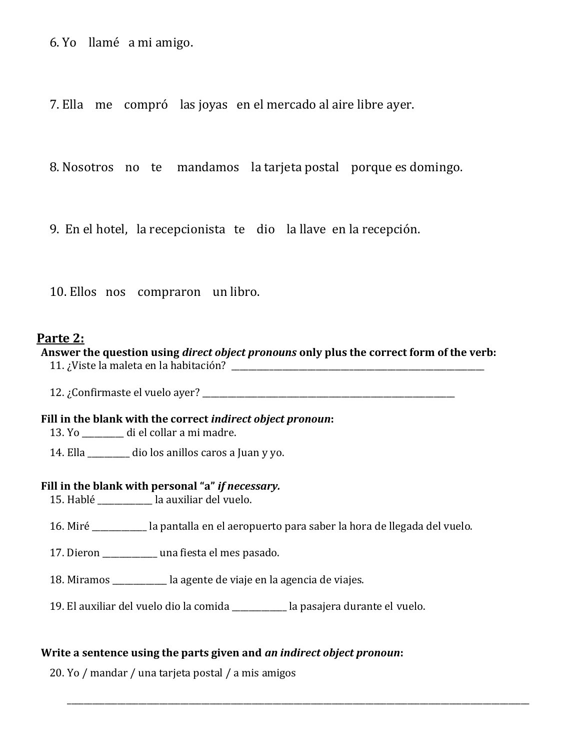6. Yo llamé a mi amigo.

7. Ella me compró las joyas en el mercado al aire libre ayer.

8. Nosotros no te mandamos la tarjeta postal porque es domingo.

9. En el hotel, la recepcionista te dio la llave en la recepción.

10. Ellos nos compraron un libro.

## Parte 2:

**Answer the question using *direct object pronouns* only plus the correct form of the verb:**

11. ¿Viste la maleta en la habitación? ____________________________________________

12. ¿Confirmaste el vuelo ayer? ____________________________________________

**Fill in the blank with the correct *indirect object pronoun*:**

13. Yo ________ di el collar a mi madre.

14. Ella ________ dio los anillos caros a Juan y yo.

**Fill in the blank with personal "a" *if necessary.***

15. Hablé __________ la auxiliar del vuelo.

16. Miré __________ la pantalla en el aeropuerto para saber la hora de llegada del vuelo.

17. Dieron __________ una fiesta el mes pasado.

18. Miramos __________ la agente de viaje en la agencia de viajes.

19. El auxiliar del vuelo dio la comida __________ la pasajera durante el vuelo.

**Write a sentence using the parts given and *an indirect object pronoun*:**

20. Yo / mandar / una tarjeta postal / a mis amigos

______________________________________________________________________________